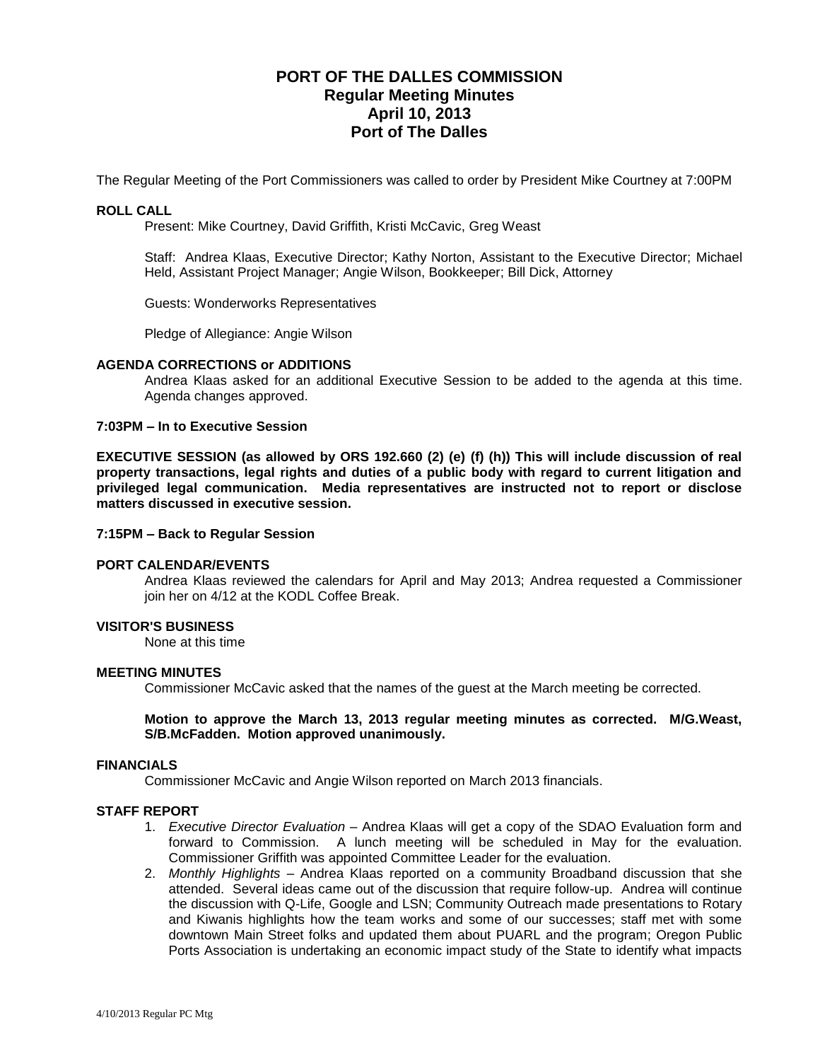# PORT OF THE DALLES COMMISSION
## Regular Meeting Minutes
## April 10, 2013
## Port of The Dalles

The Regular Meeting of the Port Commissioners was called to order by President Mike Courtney at 7:00PM

**ROLL CALL**

Present: Mike Courtney, David Griffith, Kristi McCavic, Greg Weast

Staff: Andrea Klaas, Executive Director; Kathy Norton, Assistant to the Executive Director; Michael Held, Assistant Project Manager; Angie Wilson, Bookkeeper; Bill Dick, Attorney

Guests: Wonderworks Representatives

Pledge of Allegiance: Angie Wilson

**AGENDA CORRECTIONS or ADDITIONS**

Andrea Klaas asked for an additional Executive Session to be added to the agenda at this time. Agenda changes approved.

**7:03PM – In to Executive Session**

**EXECUTIVE SESSION (as allowed by ORS 192.660 (2) (e) (f) (h)) This will include discussion of real property transactions, legal rights and duties of a public body with regard to current litigation and privileged legal communication. Media representatives are instructed not to report or disclose matters discussed in executive session.**

**7:15PM – Back to Regular Session**

**PORT CALENDAR/EVENTS**

Andrea Klaas reviewed the calendars for April and May 2013; Andrea requested a Commissioner join her on 4/12 at the KODL Coffee Break.

**VISITOR'S BUSINESS**

None at this time

**MEETING MINUTES**

Commissioner McCavic asked that the names of the guest at the March meeting be corrected.

**Motion to approve the March 13, 2013 regular meeting minutes as corrected. M/G.Weast, S/B.McFadden. Motion approved unanimously.**

**FINANCIALS**

Commissioner McCavic and Angie Wilson reported on March 2013 financials.

**STAFF REPORT**

1. *Executive Director Evaluation* – Andrea Klaas will get a copy of the SDAO Evaluation form and forward to Commission. A lunch meeting will be scheduled in May for the evaluation. Commissioner Griffith was appointed Committee Leader for the evaluation.
2. *Monthly Highlights* – Andrea Klaas reported on a community Broadband discussion that she attended. Several ideas came out of the discussion that require follow-up. Andrea will continue the discussion with Q-Life, Google and LSN; Community Outreach made presentations to Rotary and Kiwanis highlights how the team works and some of our successes; staff met with some downtown Main Street folks and updated them about PUARL and the program; Oregon Public Ports Association is undertaking an economic impact study of the State to identify what impacts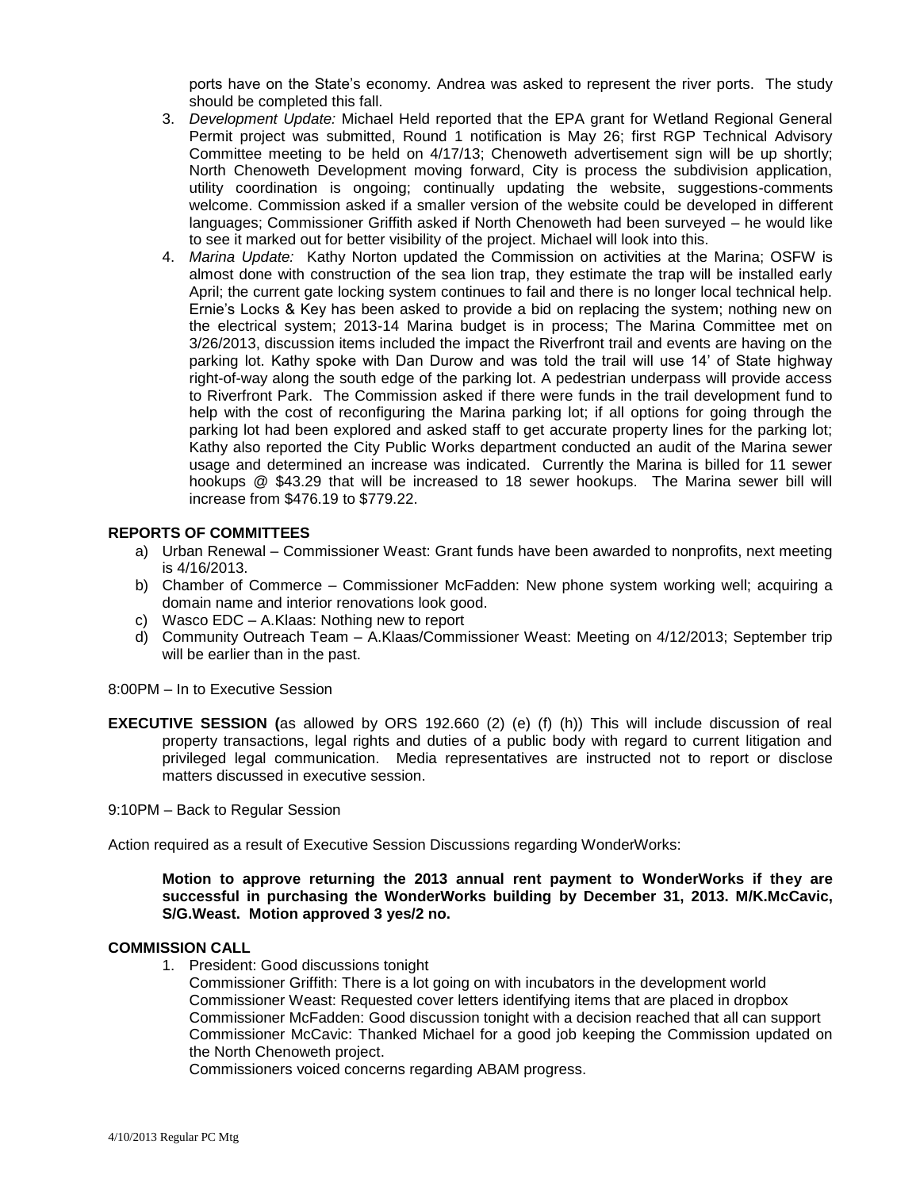ports have on the State's economy. Andrea was asked to represent the river ports. The study should be completed this fall.

3. *Development Update:* Michael Held reported that the EPA grant for Wetland Regional General Permit project was submitted, Round 1 notification is May 26; first RGP Technical Advisory Committee meeting to be held on 4/17/13; Chenoweth advertisement sign will be up shortly; North Chenoweth Development moving forward, City is process the subdivision application, utility coordination is ongoing; continually updating the website, suggestions-comments welcome. Commission asked if a smaller version of the website could be developed in different languages; Commissioner Griffith asked if North Chenoweth had been surveyed – he would like to see it marked out for better visibility of the project. Michael will look into this.
4. *Marina Update:* Kathy Norton updated the Commission on activities at the Marina; OSFW is almost done with construction of the sea lion trap, they estimate the trap will be installed early April; the current gate locking system continues to fail and there is no longer local technical help. Ernie's Locks & Key has been asked to provide a bid on replacing the system; nothing new on the electrical system; 2013-14 Marina budget is in process; The Marina Committee met on 3/26/2013, discussion items included the impact the Riverfront trail and events are having on the parking lot. Kathy spoke with Dan Durow and was told the trail will use 14' of State highway right-of-way along the south edge of the parking lot. A pedestrian underpass will provide access to Riverfront Park. The Commission asked if there were funds in the trail development fund to help with the cost of reconfiguring the Marina parking lot; if all options for going through the parking lot had been explored and asked staff to get accurate property lines for the parking lot; Kathy also reported the City Public Works department conducted an audit of the Marina sewer usage and determined an increase was indicated. Currently the Marina is billed for 11 sewer hookups @ $43.29 that will be increased to 18 sewer hookups. The Marina sewer bill will increase from $476.19 to $779.22.

**REPORTS OF COMMITTEES**

a) Urban Renewal – Commissioner Weast: Grant funds have been awarded to nonprofits, next meeting is 4/16/2013.
b) Chamber of Commerce – Commissioner McFadden: New phone system working well; acquiring a domain name and interior renovations look good.
c) Wasco EDC – A.Klaas: Nothing new to report
d) Community Outreach Team – A.Klaas/Commissioner Weast: Meeting on 4/12/2013; September trip will be earlier than in the past.

8:00PM – In to Executive Session

**EXECUTIVE SESSION (**as allowed by ORS 192.660 (2) (e) (f) (h)) This will include discussion of real property transactions, legal rights and duties of a public body with regard to current litigation and privileged legal communication. Media representatives are instructed not to report or disclose matters discussed in executive session.

9:10PM – Back to Regular Session

Action required as a result of Executive Session Discussions regarding WonderWorks:

**Motion to approve returning the 2013 annual rent payment to WonderWorks if they are successful in purchasing the WonderWorks building by December 31, 2013. M/K.McCavic, S/G.Weast. Motion approved 3 yes/2 no.**

**COMMISSION CALL**

1. President: Good discussions tonight
   Commissioner Griffith: There is a lot going on with incubators in the development world
   Commissioner Weast: Requested cover letters identifying items that are placed in dropbox
   Commissioner McFadden: Good discussion tonight with a decision reached that all can support
   Commissioner McCavic: Thanked Michael for a good job keeping the Commission updated on the North Chenoweth project.
   Commissioners voiced concerns regarding ABAM progress.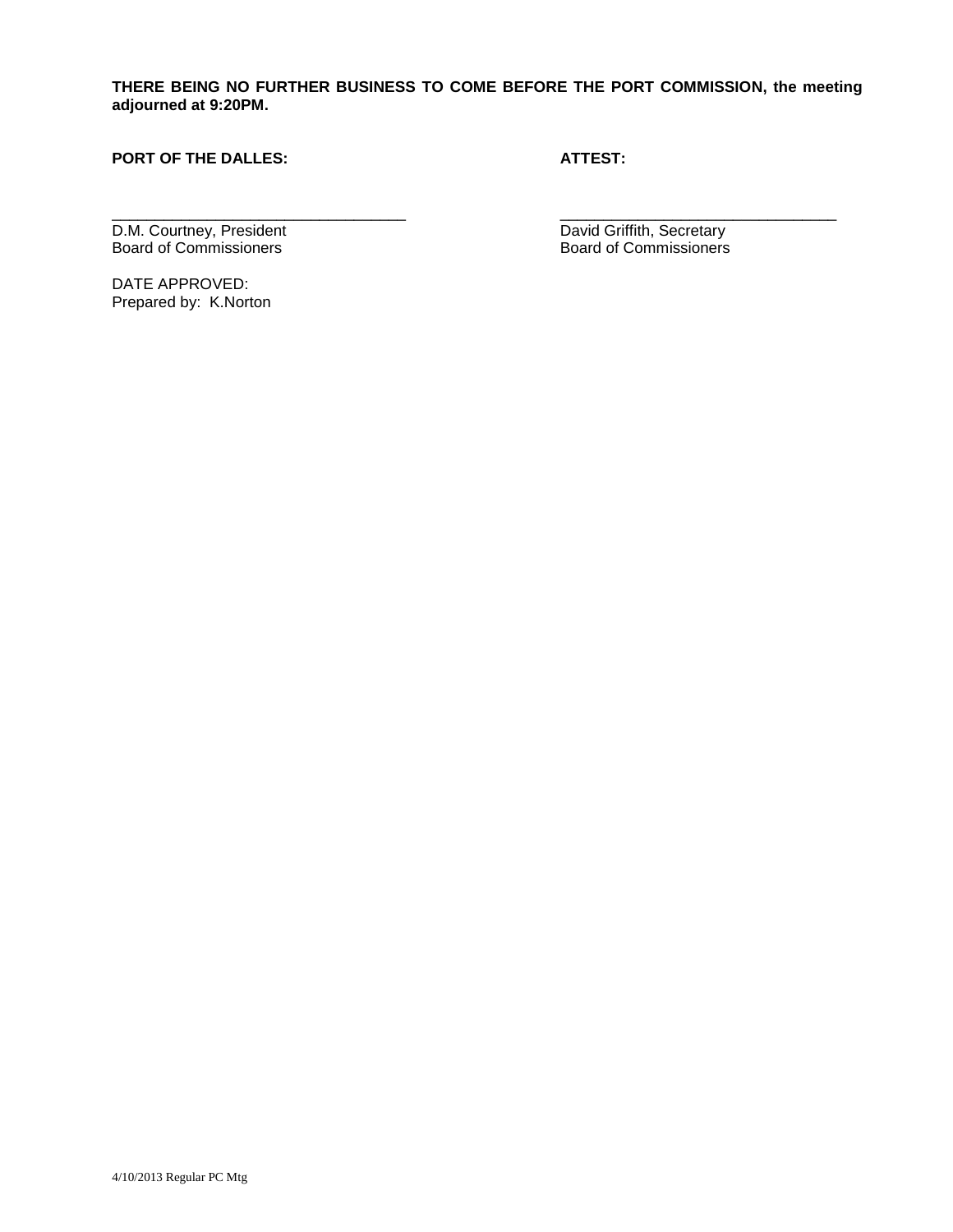**THERE BEING NO FURTHER BUSINESS TO COME BEFORE THE PORT COMMISSION, the meeting adjourned at 9:20PM.**

**PORT OF THE DALLES:**

___________________________________

D.M. Courtney, President
Board of Commissioners

**ATTEST:**

_________________________________

David Griffith, Secretary
Board of Commissioners

DATE APPROVED:
Prepared by: K.Norton